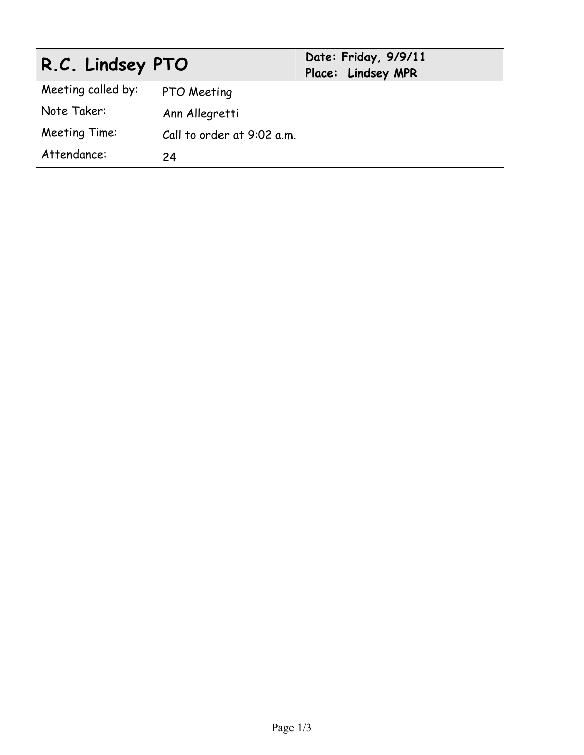| R.C. Lindsey PTO | | Date: Friday, 9/9/11<br>Place: Lindsey MPR |
|---|---|---|
| Meeting called by: | PTO Meeting | |
| Note Taker: | Ann Allegretti | |
| Meeting Time: | Call to order at 9:02 a.m. | |
| Attendance: | 24 | |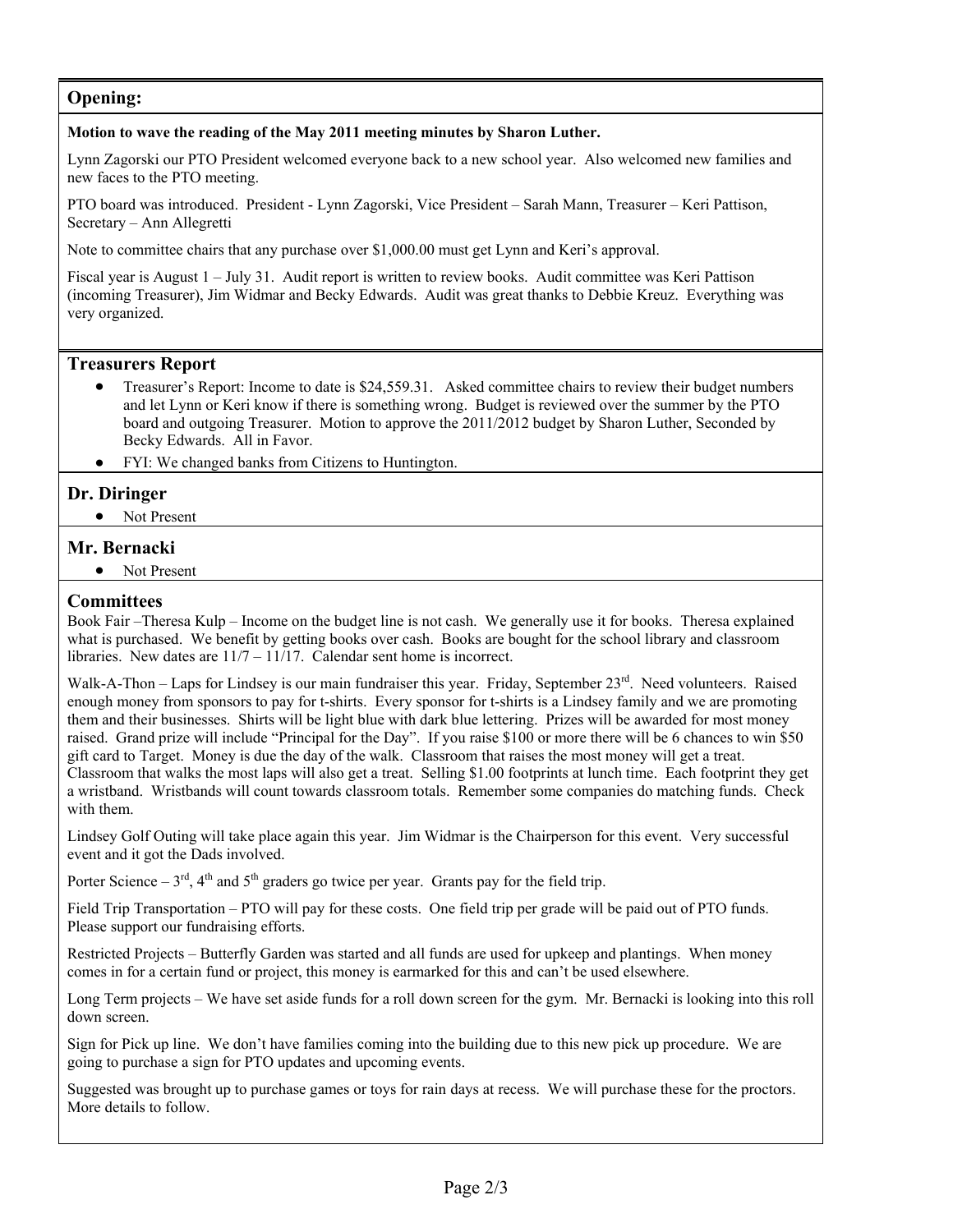## Opening:

**Motion to wave the reading of the May 2011 meeting minutes by Sharon Luther.**

Lynn Zagorski our PTO President welcomed everyone back to a new school year. Also welcomed new families and new faces to the PTO meeting.

PTO board was introduced. President - Lynn Zagorski, Vice President – Sarah Mann, Treasurer – Keri Pattison, Secretary – Ann Allegretti

Note to committee chairs that any purchase over $1,000.00 must get Lynn and Keri's approval.

Fiscal year is August 1 – July 31. Audit report is written to review books. Audit committee was Keri Pattison (incoming Treasurer), Jim Widmar and Becky Edwards. Audit was great thanks to Debbie Kreuz. Everything was very organized.

## Treasurers Report

- Treasurer's Report: Income to date is $24,559.31. Asked committee chairs to review their budget numbers and let Lynn or Keri know if there is something wrong. Budget is reviewed over the summer by the PTO board and outgoing Treasurer. Motion to approve the 2011/2012 budget by Sharon Luther, Seconded by Becky Edwards. All in Favor.
- FYI: We changed banks from Citizens to Huntington.

## Dr. Diringer

- Not Present

## Mr. Bernacki

- Not Present

## Committees

Book Fair –Theresa Kulp – Income on the budget line is not cash. We generally use it for books. Theresa explained what is purchased. We benefit by getting books over cash. Books are bought for the school library and classroom libraries. New dates are 11/7 – 11/17. Calendar sent home is incorrect.

Walk-A-Thon – Laps for Lindsey is our main fundraiser this year. Friday, September 23rd. Need volunteers. Raised enough money from sponsors to pay for t-shirts. Every sponsor for t-shirts is a Lindsey family and we are promoting them and their businesses. Shirts will be light blue with dark blue lettering. Prizes will be awarded for most money raised. Grand prize will include "Principal for the Day". If you raise $100 or more there will be 6 chances to win $50 gift card to Target. Money is due the day of the walk. Classroom that raises the most money will get a treat. Classroom that walks the most laps will also get a treat. Selling $1.00 footprints at lunch time. Each footprint they get a wristband. Wristbands will count towards classroom totals. Remember some companies do matching funds. Check with them.

Lindsey Golf Outing will take place again this year. Jim Widmar is the Chairperson for this event. Very successful event and it got the Dads involved.

Porter Science – 3rd, 4th and 5th graders go twice per year. Grants pay for the field trip.

Field Trip Transportation – PTO will pay for these costs. One field trip per grade will be paid out of PTO funds. Please support our fundraising efforts.

Restricted Projects – Butterfly Garden was started and all funds are used for upkeep and plantings. When money comes in for a certain fund or project, this money is earmarked for this and can't be used elsewhere.

Long Term projects – We have set aside funds for a roll down screen for the gym. Mr. Bernacki is looking into this roll down screen.

Sign for Pick up line. We don't have families coming into the building due to this new pick up procedure. We are going to purchase a sign for PTO updates and upcoming events.

Suggested was brought up to purchase games or toys for rain days at recess. We will purchase these for the proctors. More details to follow.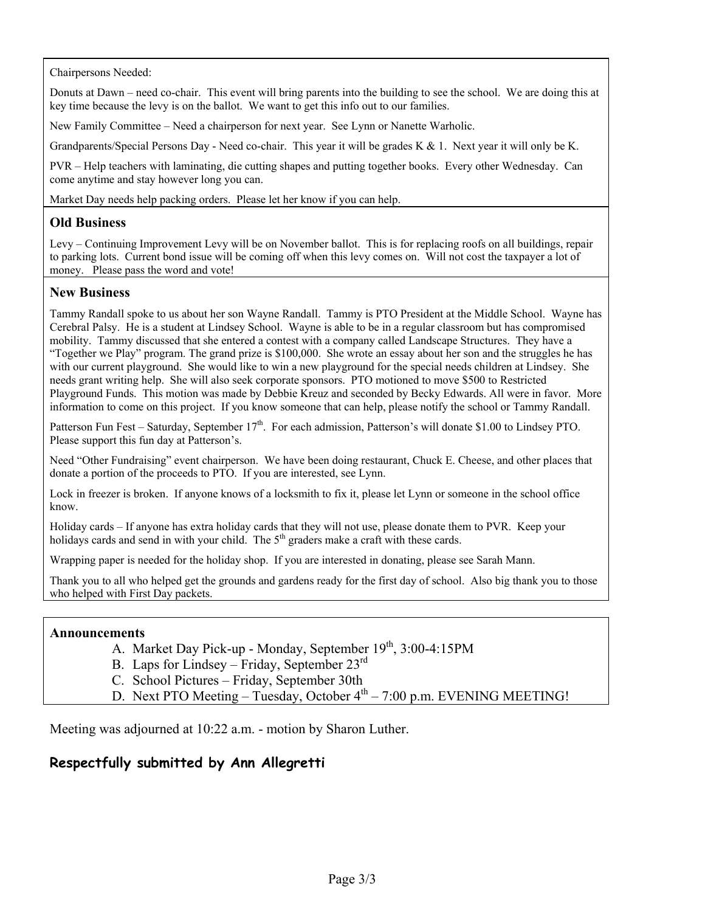Chairpersons Needed:

Donuts at Dawn – need co-chair. This event will bring parents into the building to see the school. We are doing this at key time because the levy is on the ballot. We want to get this info out to our families.

New Family Committee – Need a chairperson for next year. See Lynn or Nanette Warholic.

Grandparents/Special Persons Day - Need co-chair. This year it will be grades K & 1. Next year it will only be K.

PVR – Help teachers with laminating, die cutting shapes and putting together books. Every other Wednesday. Can come anytime and stay however long you can.

Market Day needs help packing orders. Please let her know if you can help.

## Old Business

Levy – Continuing Improvement Levy will be on November ballot. This is for replacing roofs on all buildings, repair to parking lots. Current bond issue will be coming off when this levy comes on. Will not cost the taxpayer a lot of money. Please pass the word and vote!

## New Business

Tammy Randall spoke to us about her son Wayne Randall. Tammy is PTO President at the Middle School. Wayne has Cerebral Palsy. He is a student at Lindsey School. Wayne is able to be in a regular classroom but has compromised mobility. Tammy discussed that she entered a contest with a company called Landscape Structures. They have a "Together we Play" program. The grand prize is $100,000. She wrote an essay about her son and the struggles he has with our current playground. She would like to win a new playground for the special needs children at Lindsey. She needs grant writing help. She will also seek corporate sponsors. PTO motioned to move $500 to Restricted Playground Funds. This motion was made by Debbie Kreuz and seconded by Becky Edwards. All were in favor. More information to come on this project. If you know someone that can help, please notify the school or Tammy Randall.

Patterson Fun Fest – Saturday, September 17th. For each admission, Patterson's will donate $1.00 to Lindsey PTO. Please support this fun day at Patterson's.

Need "Other Fundraising" event chairperson. We have been doing restaurant, Chuck E. Cheese, and other places that donate a portion of the proceeds to PTO. If you are interested, see Lynn.

Lock in freezer is broken. If anyone knows of a locksmith to fix it, please let Lynn or someone in the school office know.

Holiday cards – If anyone has extra holiday cards that they will not use, please donate them to PVR. Keep your holidays cards and send in with your child. The 5th graders make a craft with these cards.

Wrapping paper is needed for the holiday shop. If you are interested in donating, please see Sarah Mann.

Thank you to all who helped get the grounds and gardens ready for the first day of school. Also big thank you to those who helped with First Day packets.

## Announcements

A. Market Day Pick-up - Monday, September 19th, 3:00-4:15PM
B. Laps for Lindsey – Friday, September 23rd
C. School Pictures – Friday, September 30th
D. Next PTO Meeting – Tuesday, October 4th – 7:00 p.m. EVENING MEETING!

Meeting was adjourned at 10:22 a.m. - motion by Sharon Luther.

**Respectfully submitted by Ann Allegretti**